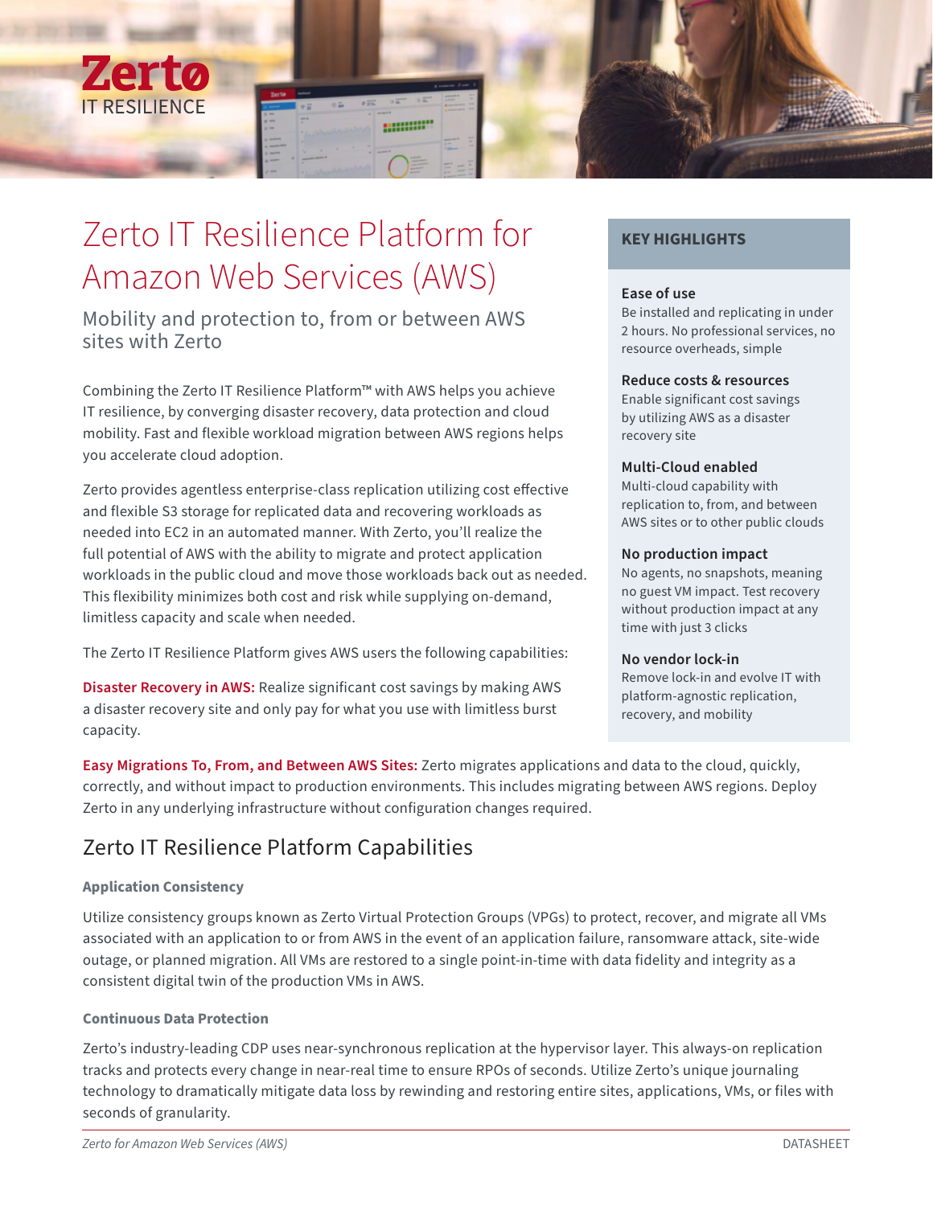Zerto
IT RESILIENCE

# Zerto IT Resilience Platform for Amazon Web Services (AWS)

## Mobility and protection to, from or between AWS sites with Zerto

Combining the Zerto IT Resilience Platform™ with AWS helps you achieve IT resilience, by converging disaster recovery, data protection and cloud mobility. Fast and flexible workload migration between AWS regions helps you accelerate cloud adoption.

Zerto provides agentless enterprise-class replication utilizing cost effective and flexible S3 storage for replicated data and recovering workloads as needed into EC2 in an automated manner. With Zerto, you'll realize the full potential of AWS with the ability to migrate and protect application workloads in the public cloud and move those workloads back out as needed. This flexibility minimizes both cost and risk while supplying on-demand, limitless capacity and scale when needed.

The Zerto IT Resilience Platform gives AWS users the following capabilities:

**Disaster Recovery in AWS:** Realize significant cost savings by making AWS a disaster recovery site and only pay for what you use with limitless burst capacity.

**Easy Migrations To, From, and Between AWS Sites:** Zerto migrates applications and data to the cloud, quickly, correctly, and without impact to production environments. This includes migrating between AWS regions. Deploy Zerto in any underlying infrastructure without configuration changes required.

### KEY HIGHLIGHTS

**Ease of use**
Be installed and replicating in under 2 hours. No professional services, no resource overheads, simple

**Reduce costs & resources**
Enable significant cost savings by utilizing AWS as a disaster recovery site

**Multi-Cloud enabled**
Multi-cloud capability with replication to, from, and between AWS sites or to other public clouds

**No production impact**
No agents, no snapshots, meaning no guest VM impact. Test recovery without production impact at any time with just 3 clicks

**No vendor lock-in**
Remove lock-in and evolve IT with platform-agnostic replication, recovery, and mobility

## Zerto IT Resilience Platform Capabilities

### Application Consistency

Utilize consistency groups known as Zerto Virtual Protection Groups (VPGs) to protect, recover, and migrate all VMs associated with an application to or from AWS in the event of an application failure, ransomware attack, site-wide outage, or planned migration. All VMs are restored to a single point-in-time with data fidelity and integrity as a consistent digital twin of the production VMs in AWS.

### Continuous Data Protection

Zerto's industry-leading CDP uses near-synchronous replication at the hypervisor layer. This always-on replication tracks and protects every change in near-real time to ensure RPOs of seconds. Utilize Zerto's unique journaling technology to dramatically mitigate data loss by rewinding and restoring entire sites, applications, VMs, or files with seconds of granularity.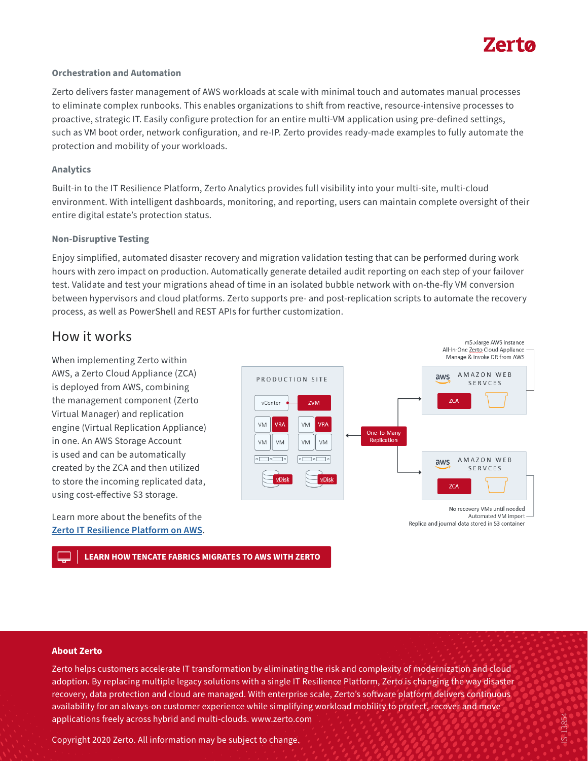### Orchestration and Automation

Zerto delivers faster management of AWS workloads at scale with minimal touch and automates manual processes to eliminate complex runbooks. This enables organizations to shift from reactive, resource-intensive processes to proactive, strategic IT. Easily configure protection for an entire multi-VM application using pre-defined settings, such as VM boot order, network configuration, and re-IP. Zerto provides ready-made examples to fully automate the protection and mobility of your workloads.

### Analytics

Built-in to the IT Resilience Platform, Zerto Analytics provides full visibility into your multi-site, multi-cloud environment. With intelligent dashboards, monitoring, and reporting, users can maintain complete oversight of their entire digital estate's protection status.

### Non-Disruptive Testing

Enjoy simplified, automated disaster recovery and migration validation testing that can be performed during work hours with zero impact on production. Automatically generate detailed audit reporting on each step of your failover test. Validate and test your migrations ahead of time in an isolated bubble network with on-the-fly VM conversion between hypervisors and cloud platforms. Zerto supports pre- and post-replication scripts to automate the recovery process, as well as PowerShell and REST APIs for further customization.

## How it works

When implementing Zerto within AWS, a Zerto Cloud Appliance (ZCA) is deployed from AWS, combining the management component (Zerto Virtual Manager) and replication engine (Virtual Replication Appliance) in one. An AWS Storage Account is used and can be automatically created by the ZCA and then utilized to store the incoming replicated data, using cost-effective S3 storage.

m5.xlarge AWS instance
All-In-One Zerto Cloud Appliance
Manage & invoke DR from AWS

PRODUCTION SITE
vCenter
ZVM
VM VRA VM VRA
VM VM VM VM
vDisk vDisk

One-To-Many Replication

aws AMAZON WEB SERVICES
ZCA

aws AMAZON WEB SERVICES
ZCA

No recovery VMs until needed
Automated VM import
Replica and journal data stored in S3 container

Learn more about the benefits of the [Zerto IT Resilience Platform on AWS](#).

**LEARN HOW TENCATE FABRICS MIGRATES TO AWS WITH ZERTO**

### About Zerto

Zerto helps customers accelerate IT transformation by eliminating the risk and complexity of modernization and cloud adoption. By replacing multiple legacy solutions with a single IT Resilience Platform, Zerto is changing the way disaster recovery, data protection and cloud are managed. With enterprise scale, Zerto's software platform delivers continuous availability for an always-on customer experience while simplifying workload mobility to protect, recover and move applications freely across hybrid and multi-clouds. www.zerto.com

Copyright 2020 Zerto. All information may be subject to change.

IS-13854